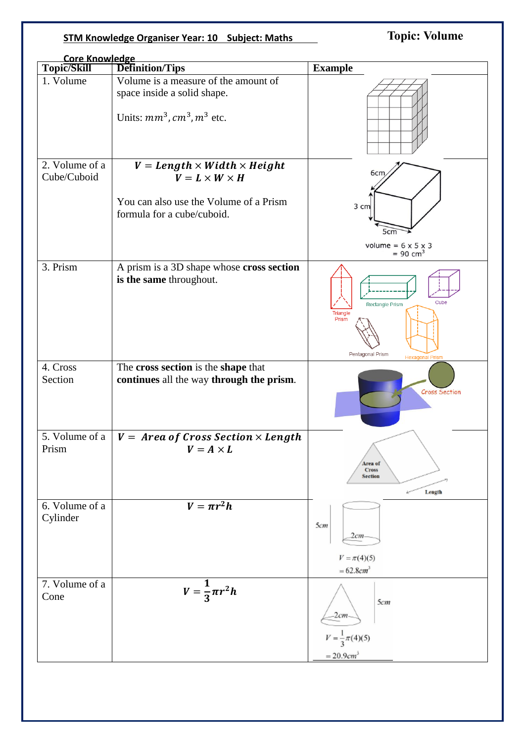**STM Knowledge Organiser Year: 10 Subject: Maths**

# Topic: Volume

## Core Knowledge

| Topic/Skill | Definition/Tips | Example |
|---|---|---|
| 1. Volume | Volume is a measure of the amount of space inside a solid shape. Units: $mm^3, cm^3, m^3$ etc. | |
| 2. Volume of a Cube/Cuboid | $V = Length \times Width \times Height$ <br> $V = L \times W \times H$ <br> You can also use the Volume of a Prism formula for a cube/cuboid. | 6cm, 3 cm, 5cm <br> volume = 6 x 5 x 3 = 90 $cm^3$ |
| 3. Prism | A prism is a 3D shape whose **cross section is the same** throughout. | Triangle Prism, Rectangle Prism, Cube, Pentagonal Prism, Hexagonal Prism |
| 4. Cross Section | The **cross section** is the **shape** that **continues** all the way **through the prism**. | Cross Section |
| 5. Volume of a Prism | $V = Area\ of\ Cross\ Section \times Length$ <br> $V = A \times L$ | Area of Cross Section, Length |
| 6. Volume of a Cylinder | $V = \pi r^2 h$ | 5cm, 2cm <br> $V = \pi(4)(5)$ <br> $= 62.8cm^3$ |
| 7. Volume of a Cone | $V = \frac{1}{3}\pi r^2 h$ | 5cm, 2cm <br> $V = \frac{1}{3}\pi(4)(5)$ <br> $= 20.9cm^3$ |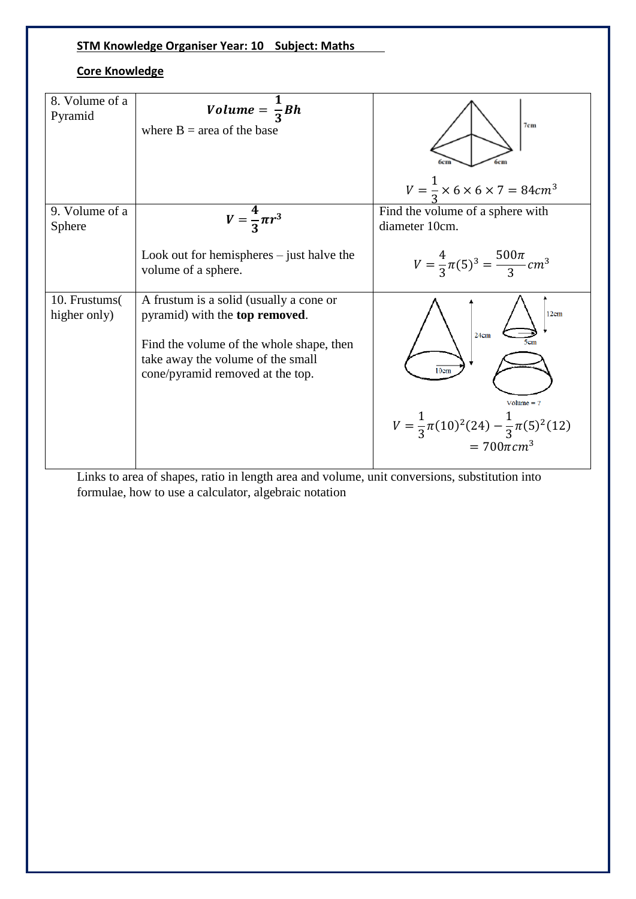**STM Knowledge Organiser Year: 10 Subject: Maths**

**Core Knowledge**

| | | |
|---|---|---|
| 8. Volume of a Pyramid | $\boldsymbol{Volume = \frac{1}{3}Bh}$ where B = area of the base | 7cm 6cm 6cm $V = \frac{1}{3} \times 6 \times 6 \times 7 = 84cm^3$ |
| 9. Volume of a Sphere | $\boldsymbol{V = \frac{4}{3}\pi r^3}$ Look out for hemispheres – just halve the volume of a sphere. | Find the volume of a sphere with diameter 10cm. $V = \frac{4}{3}\pi(5)^3 = \frac{500\pi}{3}cm^3$ |
| 10. Frustums( higher only) | A frustum is a solid (usually a cone or pyramid) with the **top removed**. Find the volume of the whole shape, then take away the volume of the small cone/pyramid removed at the top. | 24cm 10cm 12cm 5cm Volume = ? $V = \frac{1}{3}\pi(10)^2(24) - \frac{1}{3}\pi(5)^2(12) = 700\pi cm^3$ |

Links to area of shapes, ratio in length area and volume, unit conversions, substitution into formulae, how to use a calculator, algebraic notation